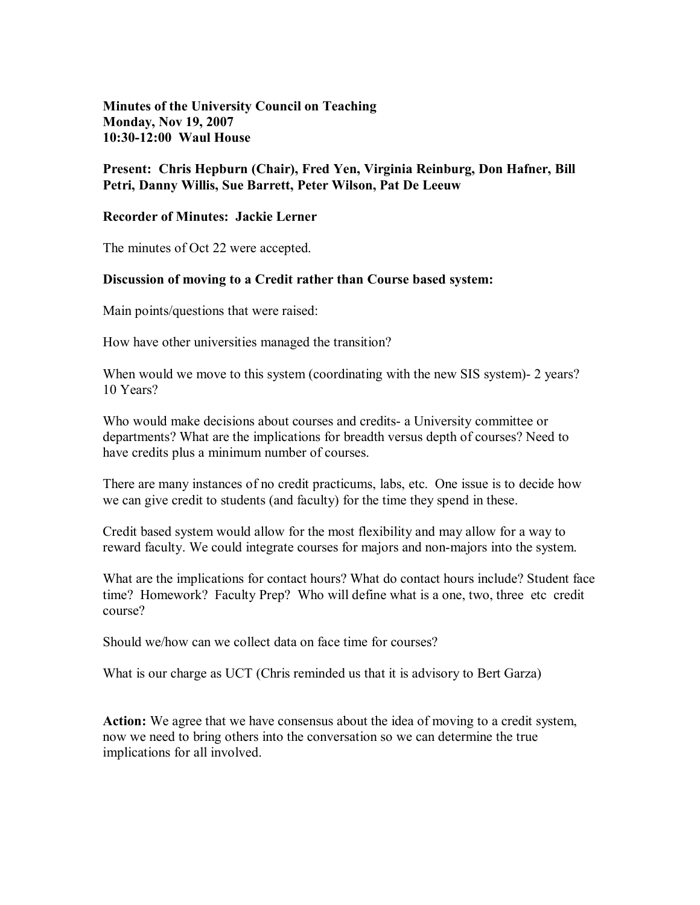**Minutes of the University Council on Teaching**
**Monday, Nov 19, 2007**
**10:30-12:00 Waul House**

**Present: Chris Hepburn (Chair), Fred Yen, Virginia Reinburg, Don Hafner, Bill Petri, Danny Willis, Sue Barrett, Peter Wilson, Pat De Leeuw**

**Recorder of Minutes: Jackie Lerner**

The minutes of Oct 22 were accepted.

**Discussion of moving to a Credit rather than Course based system:**

Main points/questions that were raised:

How have other universities managed the transition?

When would we move to this system (coordinating with the new SIS system)- 2 years? 10 Years?

Who would make decisions about courses and credits- a University committee or departments? What are the implications for breadth versus depth of courses? Need to have credits plus a minimum number of courses.

There are many instances of no credit practicums, labs, etc. One issue is to decide how we can give credit to students (and faculty) for the time they spend in these.

Credit based system would allow for the most flexibility and may allow for a way to reward faculty. We could integrate courses for majors and non-majors into the system.

What are the implications for contact hours? What do contact hours include? Student face time? Homework? Faculty Prep? Who will define what is a one, two, three etc credit course?

Should we/how can we collect data on face time for courses?

What is our charge as UCT (Chris reminded us that it is advisory to Bert Garza)

**Action:** We agree that we have consensus about the idea of moving to a credit system, now we need to bring others into the conversation so we can determine the true implications for all involved.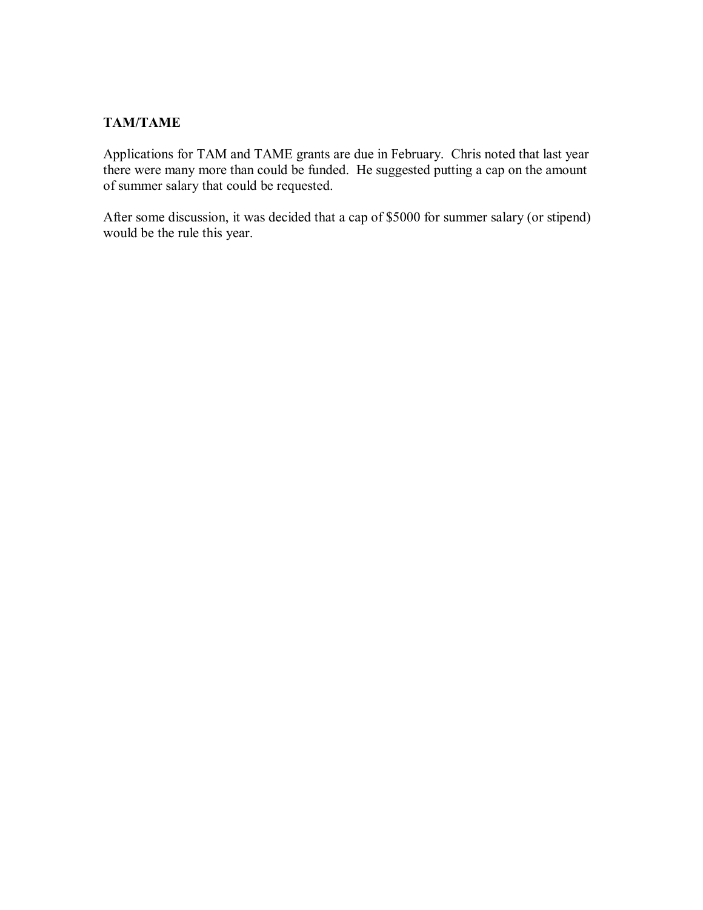**TAM/TAME**

Applications for TAM and TAME grants are due in February. Chris noted that last year there were many more than could be funded. He suggested putting a cap on the amount of summer salary that could be requested.

After some discussion, it was decided that a cap of $5000 for summer salary (or stipend) would be the rule this year.